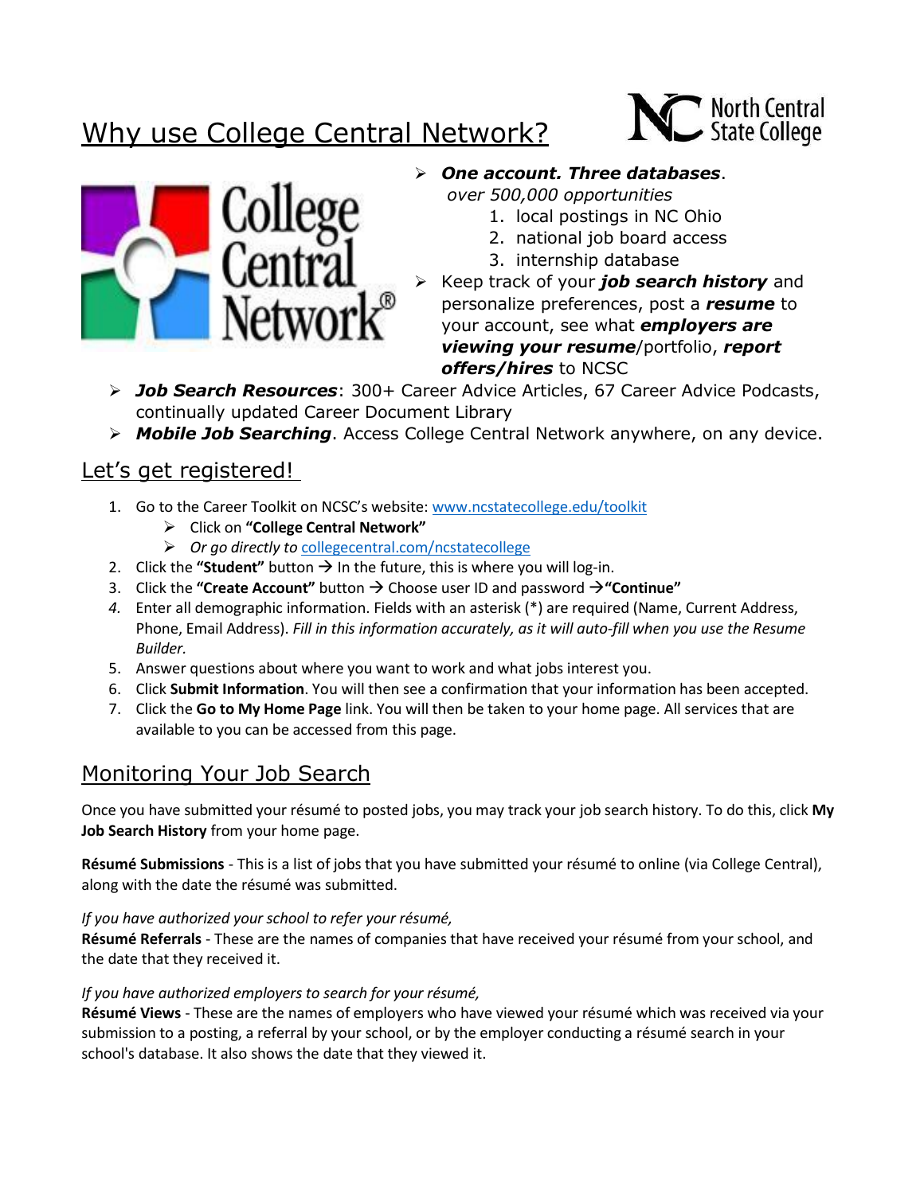# Why use College Central Network?

- ***One account. Three databases***.
  *over 500,000 opportunities*
  1. local postings in NC Ohio
  2. national job board access
  3. internship database
- Keep track of your ***job search history*** and personalize preferences, post a ***resume*** to your account, see what ***employers are viewing your resume***/portfolio, ***report offers/hires*** to NCSC
- ***Job Search Resources***: 300+ Career Advice Articles, 67 Career Advice Podcasts, continually updated Career Document Library
- ***Mobile Job Searching***. Access College Central Network anywhere, on any device.

## Let's get registered!

1. Go to the Career Toolkit on NCSC's website: [www.ncstatecollege.edu/toolkit](www.ncstatecollege.edu/toolkit)
   - Click on **"College Central Network"**
   - *Or go directly to* [collegecentral.com/ncstatecollege](collegecentral.com/ncstatecollege)
2. Click the **"Student"** button → In the future, this is where you will log-in.
3. Click the **"Create Account"** button → Choose user ID and password →**"Continue"**
4. Enter all demographic information. Fields with an asterisk (*) are required (Name, Current Address, Phone, Email Address). *Fill in this information accurately, as it will auto-fill when you use the Resume Builder.*
5. Answer questions about where you want to work and what jobs interest you.
6. Click **Submit Information**. You will then see a confirmation that your information has been accepted.
7. Click the **Go to My Home Page** link. You will then be taken to your home page. All services that are available to you can be accessed from this page.

## Monitoring Your Job Search

Once you have submitted your résumé to posted jobs, you may track your job search history. To do this, click **My Job Search History** from your home page.

**Résumé Submissions** - This is a list of jobs that you have submitted your résumé to online (via College Central), along with the date the résumé was submitted.

*If you have authorized your school to refer your résumé,*
**Résumé Referrals** - These are the names of companies that have received your résumé from your school, and the date that they received it.

*If you have authorized employers to search for your résumé,*
**Résumé Views** - These are the names of employers who have viewed your résumé which was received via your submission to a posting, a referral by your school, or by the employer conducting a résumé search in your school's database. It also shows the date that they viewed it.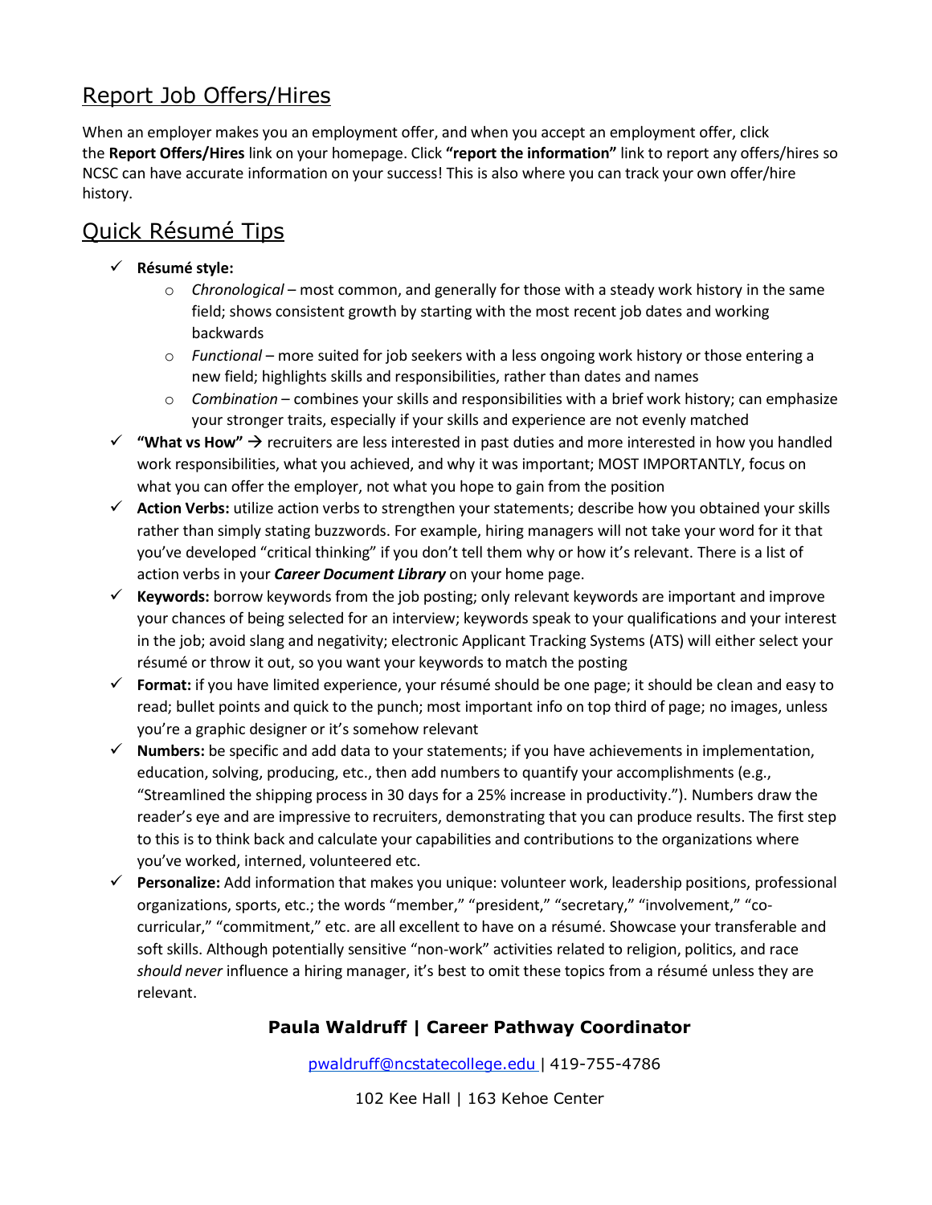## Report Job Offers/Hires

When an employer makes you an employment offer, and when you accept an employment offer, click the **Report Offers/Hires** link on your homepage. Click **"report the information"** link to report any offers/hires so NCSC can have accurate information on your success! This is also where you can track your own offer/hire history.

## Quick Résumé Tips

- ✓ **Résumé style:**
  - *Chronological* – most common, and generally for those with a steady work history in the same field; shows consistent growth by starting with the most recent job dates and working backwards
  - *Functional* – more suited for job seekers with a less ongoing work history or those entering a new field; highlights skills and responsibilities, rather than dates and names
  - *Combination* – combines your skills and responsibilities with a brief work history; can emphasize your stronger traits, especially if your skills and experience are not evenly matched
- ✓ **"What vs How"** → recruiters are less interested in past duties and more interested in how you handled work responsibilities, what you achieved, and why it was important; MOST IMPORTANTLY, focus on what you can offer the employer, not what you hope to gain from the position
- ✓ **Action Verbs:** utilize action verbs to strengthen your statements; describe how you obtained your skills rather than simply stating buzzwords. For example, hiring managers will not take your word for it that you've developed "critical thinking" if you don't tell them why or how it's relevant. There is a list of action verbs in your ***Career Document Library*** on your home page.
- ✓ **Keywords:** borrow keywords from the job posting; only relevant keywords are important and improve your chances of being selected for an interview; keywords speak to your qualifications and your interest in the job; avoid slang and negativity; electronic Applicant Tracking Systems (ATS) will either select your résumé or throw it out, so you want your keywords to match the posting
- ✓ **Format:** if you have limited experience, your résumé should be one page; it should be clean and easy to read; bullet points and quick to the punch; most important info on top third of page; no images, unless you're a graphic designer or it's somehow relevant
- ✓ **Numbers:** be specific and add data to your statements; if you have achievements in implementation, education, solving, producing, etc., then add numbers to quantify your accomplishments (e.g., "Streamlined the shipping process in 30 days for a 25% increase in productivity."). Numbers draw the reader's eye and are impressive to recruiters, demonstrating that you can produce results. The first step to this is to think back and calculate your capabilities and contributions to the organizations where you've worked, interned, volunteered etc.
- ✓ **Personalize:** Add information that makes you unique: volunteer work, leadership positions, professional organizations, sports, etc.; the words "member," "president," "secretary," "involvement," "co-curricular," "commitment," etc. are all excellent to have on a résumé. Showcase your transferable and soft skills. Although potentially sensitive "non-work" activities related to religion, politics, and race *should never* influence a hiring manager, it's best to omit these topics from a résumé unless they are relevant.

**Paula Waldruff | Career Pathway Coordinator**

pwaldruff@ncstatecollege.edu | 419-755-4786

102 Kee Hall | 163 Kehoe Center